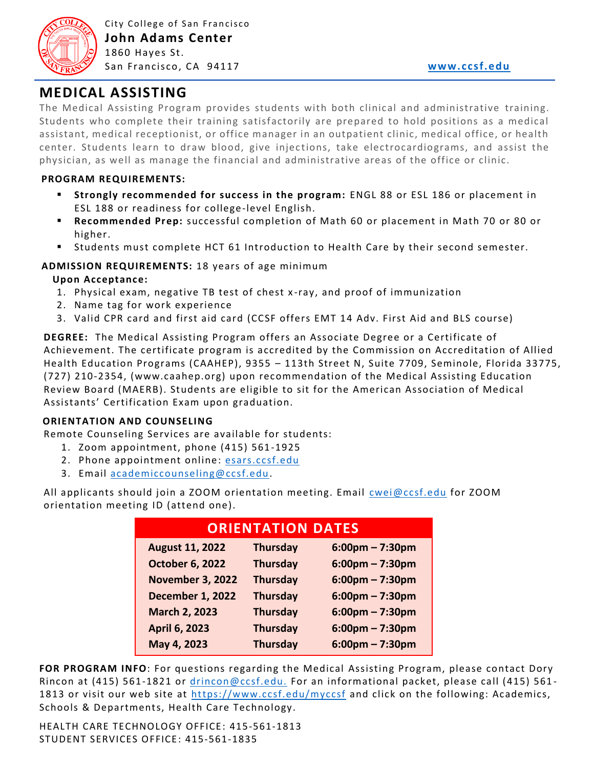City College of San Francisco
**John Adams Center**
1860 Hayes St.
San Francisco, CA 94117

www.ccsf.edu

# MEDICAL ASSISTING

The Medical Assisting Program provides students with both clinical and administrative training. Students who complete their training satisfactorily are prepared to hold positions as a medical assistant, medical receptionist, or office manager in an outpatient clinic, medical office, or health center. Students learn to draw blood, give injections, take electrocardiograms, and assist the physician, as well as manage the financial and administrative areas of the office or clinic.

**PROGRAM REQUIREMENTS:**

- **Strongly recommended for success in the program:** ENGL 88 or ESL 186 or placement in ESL 188 or readiness for college-level English.
- **Recommended Prep:** successful completion of Math 60 or placement in Math 70 or 80 or higher.
- Students must complete HCT 61 Introduction to Health Care by their second semester.

**ADMISSION REQUIREMENTS:** 18 years of age minimum

**Upon Acceptance:**

1. Physical exam, negative TB test of chest x-ray, and proof of immunization
2. Name tag for work experience
3. Valid CPR card and first aid card (CCSF offers EMT 14 Adv. First Aid and BLS course)

**DEGREE:** The Medical Assisting Program offers an Associate Degree or a Certificate of Achievement. The certificate program is accredited by the Commission on Accreditation of Allied Health Education Programs (CAAHEP), 9355 – 113th Street N, Suite 7709, Seminole, Florida 33775, (727) 210-2354, (www.caahep.org) upon recommendation of the Medical Assisting Education Review Board (MAERB). Students are eligible to sit for the American Association of Medical Assistants' Certification Exam upon graduation.

**ORIENTATION AND COUNSELING**

Remote Counseling Services are available for students:

1. Zoom appointment, phone (415) 561-1925
2. Phone appointment online: esars.ccsf.edu
3. Email academiccounseling@ccsf.edu.

All applicants should join a ZOOM orientation meeting. Email cwei@ccsf.edu for ZOOM orientation meeting ID (attend one).

| ORIENTATION DATES | | |
|---|---|---|
| **August 11, 2022** | **Thursday** | **6:00pm – 7:30pm** |
| **October 6, 2022** | **Thursday** | **6:00pm – 7:30pm** |
| **November 3, 2022** | **Thursday** | **6:00pm – 7:30pm** |
| **December 1, 2022** | **Thursday** | **6:00pm – 7:30pm** |
| **March 2, 2023** | **Thursday** | **6:00pm – 7:30pm** |
| **April 6, 2023** | **Thursday** | **6:00pm – 7:30pm** |
| **May 4, 2023** | **Thursday** | **6:00pm – 7:30pm** |

**FOR PROGRAM INFO**: For questions regarding the Medical Assisting Program, please contact Dory Rincon at (415) 561-1821 or drincon@ccsf.edu. For an informational packet, please call (415) 561-1813 or visit our web site at https://www.ccsf.edu/myccsf and click on the following: Academics, Schools & Departments, Health Care Technology.

HEALTH CARE TECHNOLOGY OFFICE: 415-561-1813
STUDENT SERVICES OFFICE: 415-561-1835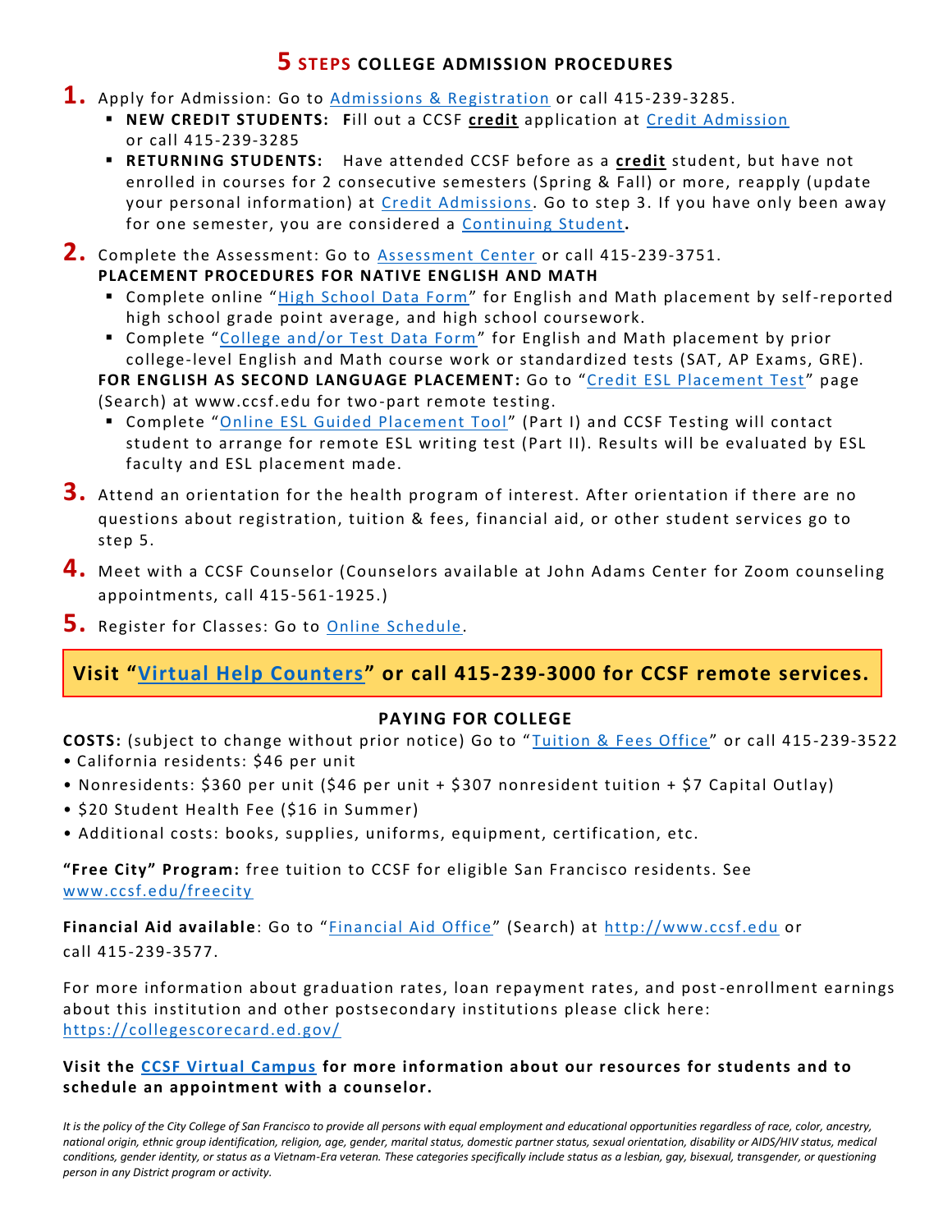## 5 STEPS COLLEGE ADMISSION PROCEDURES

**1.** Apply for Admission: Go to Admissions & Registration or call 415-239-3285.

- **NEW CREDIT STUDENTS: F**ill out a CCSF **credit** application at Credit Admission or call 415-239-3285
- **RETURNING STUDENTS:** Have attended CCSF before as a **credit** student, but have not enrolled in courses for 2 consecutive semesters (Spring & Fall) or more, reapply (update your personal information) at Credit Admissions. Go to step 3. If you have only been away for one semester, you are considered a Continuing Student**.**

**2.** Complete the Assessment: Go to Assessment Center or call 415-239-3751.

**PLACEMENT PROCEDURES FOR NATIVE ENGLISH AND MATH**

- Complete online "High School Data Form" for English and Math placement by self-reported high school grade point average, and high school coursework.
- Complete "College and/or Test Data Form" for English and Math placement by prior college-level English and Math course work or standardized tests (SAT, AP Exams, GRE).

**FOR ENGLISH AS SECOND LANGUAGE PLACEMENT:** Go to "Credit ESL Placement Test" page (Search) at www.ccsf.edu for two-part remote testing.

- Complete "Online ESL Guided Placement Tool" (Part I) and CCSF Testing will contact student to arrange for remote ESL writing test (Part II). Results will be evaluated by ESL faculty and ESL placement made.

**3.** Attend an orientation for the health program of interest. After orientation if there are no questions about registration, tuition & fees, financial aid, or other student services go to step 5.

**4.** Meet with a CCSF Counselor (Counselors available at John Adams Center for Zoom counseling appointments, call 415-561-1925.)

**5.** Register for Classes: Go to Online Schedule.

**Visit "Virtual Help Counters" or call 415-239-3000 for CCSF remote services.**

### PAYING FOR COLLEGE

**COSTS:** (subject to change without prior notice) Go to "Tuition & Fees Office" or call 415-239-3522

- California residents: $46 per unit
- Nonresidents: $360 per unit ($46 per unit + $307 nonresident tuition + $7 Capital Outlay)
- $20 Student Health Fee ($16 in Summer)
- Additional costs: books, supplies, uniforms, equipment, certification, etc.

**"Free City" Program:** free tuition to CCSF for eligible San Francisco residents. See www.ccsf.edu/freecity

**Financial Aid available**: Go to "Financial Aid Office" (Search) at http://www.ccsf.edu or call 415-239-3577.

For more information about graduation rates, loan repayment rates, and post-enrollment earnings about this institution and other postsecondary institutions please click here: https://collegescorecard.ed.gov/

**Visit the CCSF Virtual Campus for more information about our resources for students and to schedule an appointment with a counselor.**

*It is the policy of the City College of San Francisco to provide all persons with equal employment and educational opportunities regardless of race, color, ancestry, national origin, ethnic group identification, religion, age, gender, marital status, domestic partner status, sexual orientation, disability or AIDS/HIV status, medical conditions, gender identity, or status as a Vietnam-Era veteran. These categories specifically include status as a lesbian, gay, bisexual, transgender, or questioning person in any District program or activity.*